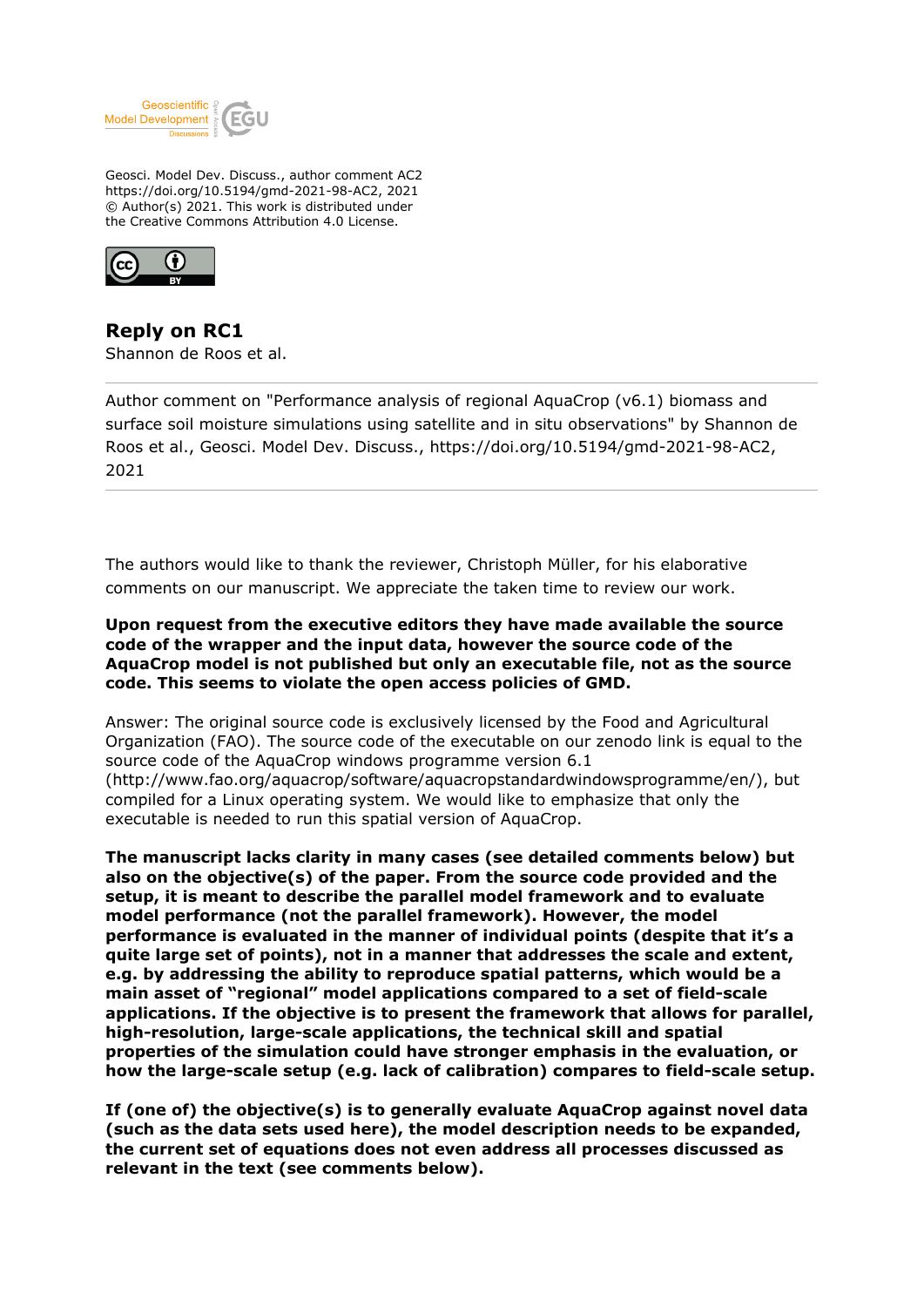Geosci. Model Dev. Discuss., author comment AC2
https://doi.org/10.5194/gmd-2021-98-AC2, 2021
© Author(s) 2021. This work is distributed under
the Creative Commons Attribution 4.0 License.

## Reply on RC1

Shannon de Roos et al.

---

Author comment on "Performance analysis of regional AquaCrop (v6.1) biomass and surface soil moisture simulations using satellite and in situ observations" by Shannon de Roos et al., Geosci. Model Dev. Discuss., https://doi.org/10.5194/gmd-2021-98-AC2, 2021

---

The authors would like to thank the reviewer, Christoph Müller, for his elaborative comments on our manuscript. We appreciate the taken time to review our work.

**Upon request from the executive editors they have made available the source code of the wrapper and the input data, however the source code of the AquaCrop model is not published but only an executable file, not as the source code. This seems to violate the open access policies of GMD.**

Answer: The original source code is exclusively licensed by the Food and Agricultural Organization (FAO). The source code of the executable on our zenodo link is equal to the source code of the AquaCrop windows programme version 6.1 (http://www.fao.org/aquacrop/software/aquacropstandardwindowsprogramme/en/), but compiled for a Linux operating system. We would like to emphasize that only the executable is needed to run this spatial version of AquaCrop.

**The manuscript lacks clarity in many cases (see detailed comments below) but also on the objective(s) of the paper. From the source code provided and the setup, it is meant to describe the parallel model framework and to evaluate model performance (not the parallel framework). However, the model performance is evaluated in the manner of individual points (despite that it's a quite large set of points), not in a manner that addresses the scale and extent, e.g. by addressing the ability to reproduce spatial patterns, which would be a main asset of "regional" model applications compared to a set of field-scale applications. If the objective is to present the framework that allows for parallel, high-resolution, large-scale applications, the technical skill and spatial properties of the simulation could have stronger emphasis in the evaluation, or how the large-scale setup (e.g. lack of calibration) compares to field-scale setup.**

**If (one of) the objective(s) is to generally evaluate AquaCrop against novel data (such as the data sets used here), the model description needs to be expanded, the current set of equations does not even address all processes discussed as relevant in the text (see comments below).**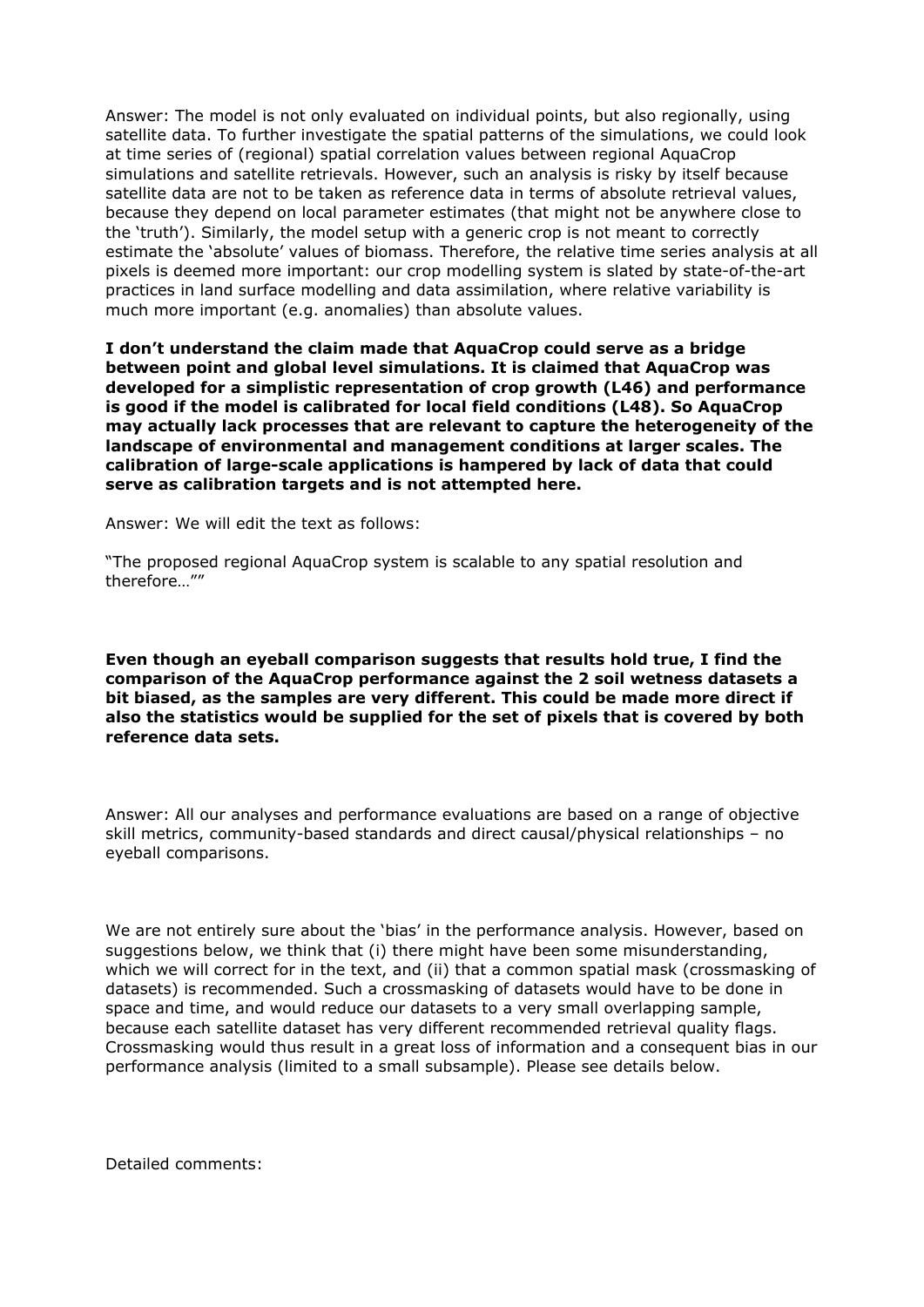Answer: The model is not only evaluated on individual points, but also regionally, using satellite data. To further investigate the spatial patterns of the simulations, we could look at time series of (regional) spatial correlation values between regional AquaCrop simulations and satellite retrievals. However, such an analysis is risky by itself because satellite data are not to be taken as reference data in terms of absolute retrieval values, because they depend on local parameter estimates (that might not be anywhere close to the 'truth'). Similarly, the model setup with a generic crop is not meant to correctly estimate the 'absolute' values of biomass. Therefore, the relative time series analysis at all pixels is deemed more important: our crop modelling system is slated by state-of-the-art practices in land surface modelling and data assimilation, where relative variability is much more important (e.g. anomalies) than absolute values.

**I don't understand the claim made that AquaCrop could serve as a bridge between point and global level simulations. It is claimed that AquaCrop was developed for a simplistic representation of crop growth (L46) and performance is good if the model is calibrated for local field conditions (L48). So AquaCrop may actually lack processes that are relevant to capture the heterogeneity of the landscape of environmental and management conditions at larger scales. The calibration of large-scale applications is hampered by lack of data that could serve as calibration targets and is not attempted here.**

Answer: We will edit the text as follows:

"The proposed regional AquaCrop system is scalable to any spatial resolution and therefore…""

**Even though an eyeball comparison suggests that results hold true, I find the comparison of the AquaCrop performance against the 2 soil wetness datasets a bit biased, as the samples are very different. This could be made more direct if also the statistics would be supplied for the set of pixels that is covered by both reference data sets.**

Answer: All our analyses and performance evaluations are based on a range of objective skill metrics, community-based standards and direct causal/physical relationships – no eyeball comparisons.

We are not entirely sure about the 'bias' in the performance analysis. However, based on suggestions below, we think that (i) there might have been some misunderstanding, which we will correct for in the text, and (ii) that a common spatial mask (crossmasking of datasets) is recommended. Such a crossmasking of datasets would have to be done in space and time, and would reduce our datasets to a very small overlapping sample, because each satellite dataset has very different recommended retrieval quality flags. Crossmasking would thus result in a great loss of information and a consequent bias in our performance analysis (limited to a small subsample). Please see details below.

Detailed comments: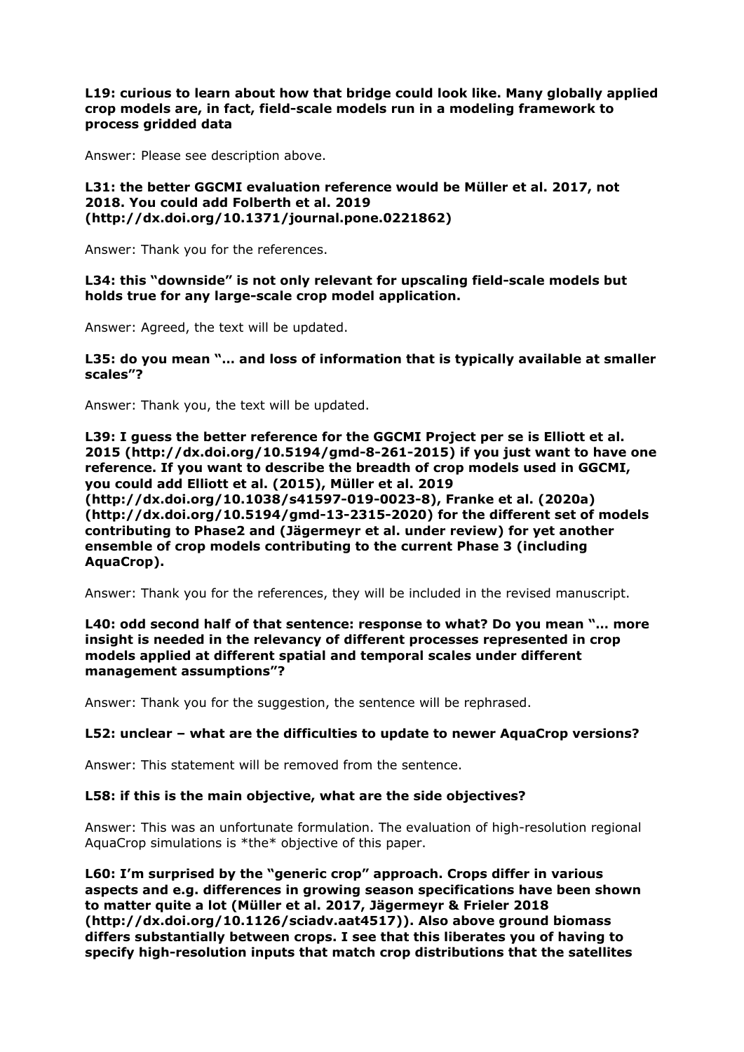**L19: curious to learn about how that bridge could look like. Many globally applied crop models are, in fact, field-scale models run in a modeling framework to process gridded data**

Answer: Please see description above.

**L31: the better GGCMI evaluation reference would be Müller et al. 2017, not 2018. You could add Folberth et al. 2019 (http://dx.doi.org/10.1371/journal.pone.0221862)**

Answer: Thank you for the references.

**L34: this "downside" is not only relevant for upscaling field-scale models but holds true for any large-scale crop model application.**

Answer: Agreed, the text will be updated.

**L35: do you mean "… and loss of information that is typically available at smaller scales"?**

Answer: Thank you, the text will be updated.

**L39: I guess the better reference for the GGCMI Project per se is Elliott et al. 2015 (http://dx.doi.org/10.5194/gmd-8-261-2015) if you just want to have one reference. If you want to describe the breadth of crop models used in GGCMI, you could add Elliott et al. (2015), Müller et al. 2019 (http://dx.doi.org/10.1038/s41597-019-0023-8), Franke et al. (2020a) (http://dx.doi.org/10.5194/gmd-13-2315-2020) for the different set of models contributing to Phase2 and (Jägermeyr et al. under review) for yet another ensemble of crop models contributing to the current Phase 3 (including AquaCrop).**

Answer: Thank you for the references, they will be included in the revised manuscript.

**L40: odd second half of that sentence: response to what? Do you mean "… more insight is needed in the relevancy of different processes represented in crop models applied at different spatial and temporal scales under different management assumptions"?**

Answer: Thank you for the suggestion, the sentence will be rephrased.

**L52: unclear – what are the difficulties to update to newer AquaCrop versions?**

Answer: This statement will be removed from the sentence.

**L58: if this is the main objective, what are the side objectives?**

Answer: This was an unfortunate formulation. The evaluation of high-resolution regional AquaCrop simulations is *the* objective of this paper.

**L60: I'm surprised by the "generic crop" approach. Crops differ in various aspects and e.g. differences in growing season specifications have been shown to matter quite a lot (Müller et al. 2017, Jägermeyr & Frieler 2018 (http://dx.doi.org/10.1126/sciadv.aat4517)). Also above ground biomass differs substantially between crops. I see that this liberates you of having to specify high-resolution inputs that match crop distributions that the satellites**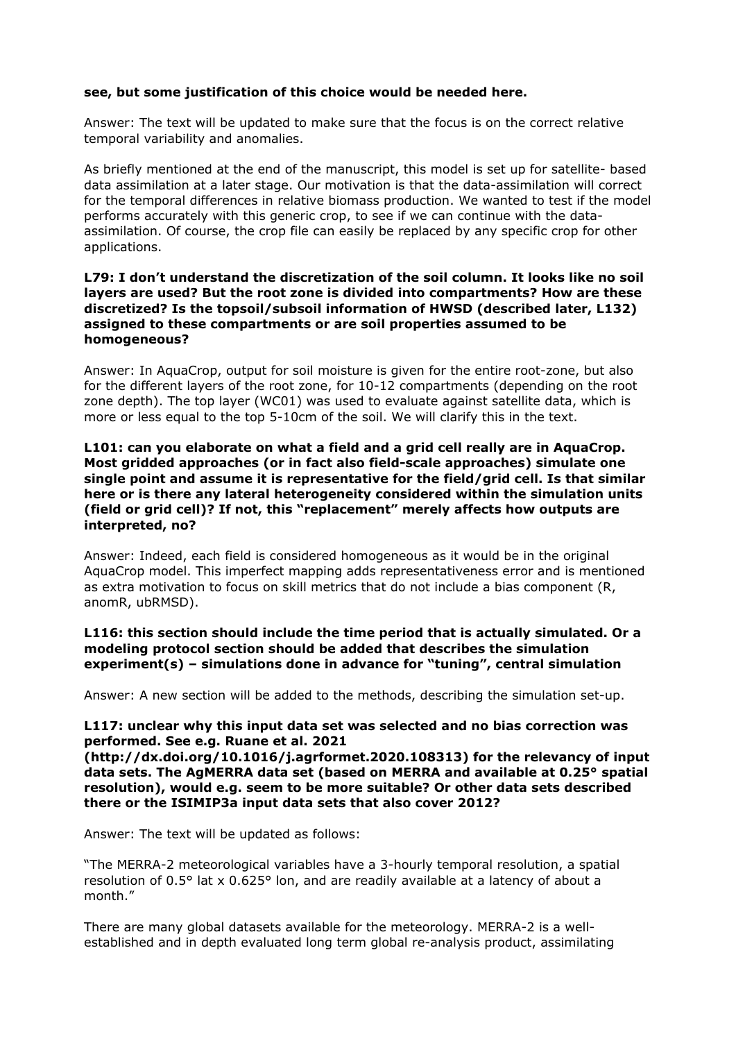**see, but some justification of this choice would be needed here.**

Answer: The text will be updated to make sure that the focus is on the correct relative temporal variability and anomalies.

As briefly mentioned at the end of the manuscript, this model is set up for satellite- based data assimilation at a later stage. Our motivation is that the data-assimilation will correct for the temporal differences in relative biomass production. We wanted to test if the model performs accurately with this generic crop, to see if we can continue with the data-assimilation. Of course, the crop file can easily be replaced by any specific crop for other applications.

**L79: I don't understand the discretization of the soil column. It looks like no soil layers are used? But the root zone is divided into compartments? How are these discretized? Is the topsoil/subsoil information of HWSD (described later, L132) assigned to these compartments or are soil properties assumed to be homogeneous?**

Answer: In AquaCrop, output for soil moisture is given for the entire root-zone, but also for the different layers of the root zone, for 10-12 compartments (depending on the root zone depth). The top layer (WC01) was used to evaluate against satellite data, which is more or less equal to the top 5-10cm of the soil. We will clarify this in the text.

**L101: can you elaborate on what a field and a grid cell really are in AquaCrop. Most gridded approaches (or in fact also field-scale approaches) simulate one single point and assume it is representative for the field/grid cell. Is that similar here or is there any lateral heterogeneity considered within the simulation units (field or grid cell)? If not, this "replacement" merely affects how outputs are interpreted, no?**

Answer: Indeed, each field is considered homogeneous as it would be in the original AquaCrop model. This imperfect mapping adds representativeness error and is mentioned as extra motivation to focus on skill metrics that do not include a bias component (R, anomR, ubRMSD).

**L116: this section should include the time period that is actually simulated. Or a modeling protocol section should be added that describes the simulation experiment(s) – simulations done in advance for "tuning", central simulation**

Answer: A new section will be added to the methods, describing the simulation set-up.

**L117: unclear why this input data set was selected and no bias correction was performed. See e.g. Ruane et al. 2021 (http://dx.doi.org/10.1016/j.agrformet.2020.108313) for the relevancy of input data sets. The AgMERRA data set (based on MERRA and available at 0.25° spatial resolution), would e.g. seem to be more suitable? Or other data sets described there or the ISIMIP3a input data sets that also cover 2012?**

Answer: The text will be updated as follows:

"The MERRA-2 meteorological variables have a 3-hourly temporal resolution, a spatial resolution of 0.5° lat x 0.625° lon, and are readily available at a latency of about a month."

There are many global datasets available for the meteorology. MERRA-2 is a well-established and in depth evaluated long term global re-analysis product, assimilating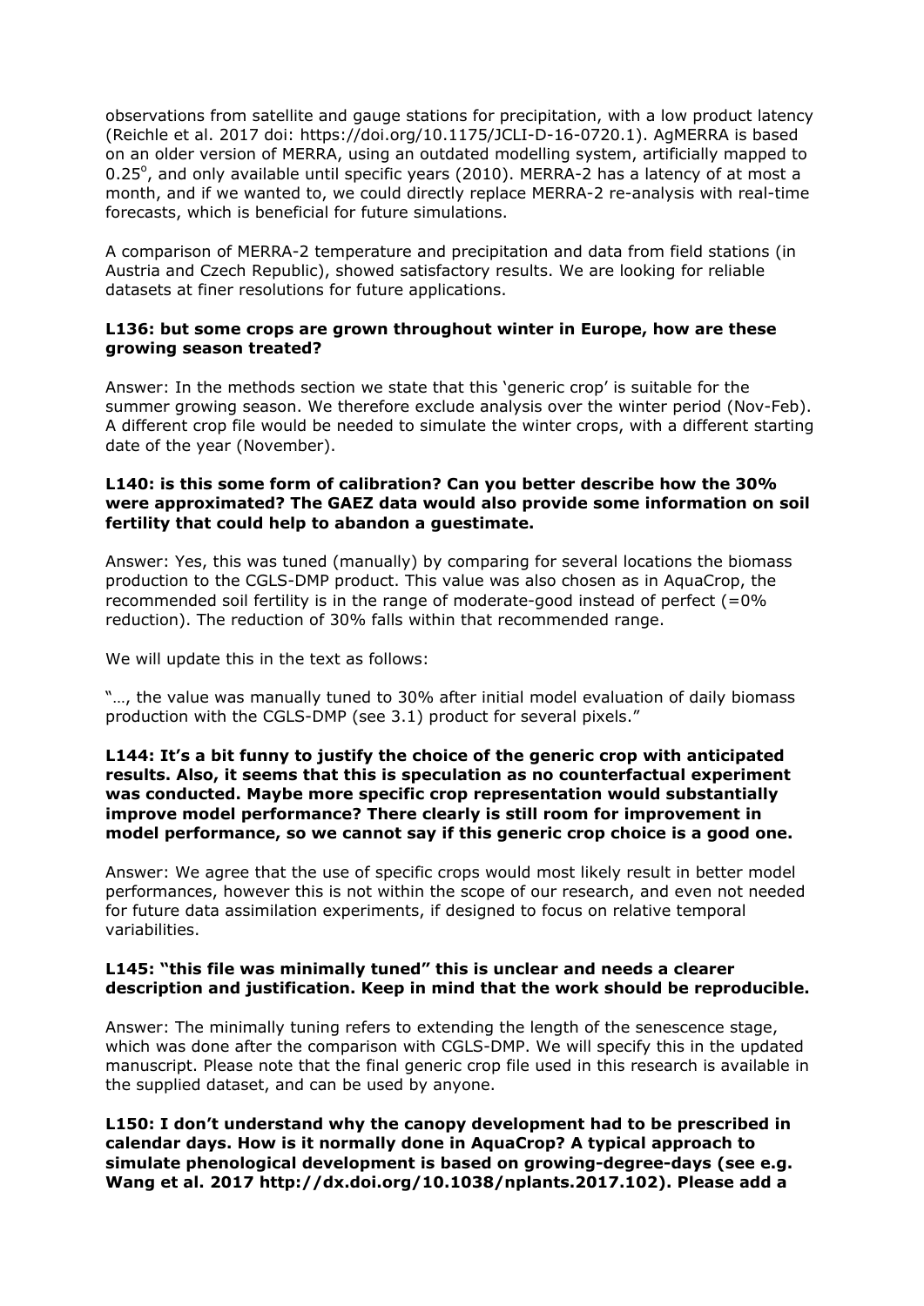observations from satellite and gauge stations for precipitation, with a low product latency (Reichle et al. 2017 doi: https://doi.org/10.1175/JCLI-D-16-0720.1). AgMERRA is based on an older version of MERRA, using an outdated modelling system, artificially mapped to 0.25°, and only available until specific years (2010). MERRA-2 has a latency of at most a month, and if we wanted to, we could directly replace MERRA-2 re-analysis with real-time forecasts, which is beneficial for future simulations.

A comparison of MERRA-2 temperature and precipitation and data from field stations (in Austria and Czech Republic), showed satisfactory results. We are looking for reliable datasets at finer resolutions for future applications.

**L136: but some crops are grown throughout winter in Europe, how are these growing season treated?**

Answer: In the methods section we state that this 'generic crop' is suitable for the summer growing season. We therefore exclude analysis over the winter period (Nov-Feb). A different crop file would be needed to simulate the winter crops, with a different starting date of the year (November).

**L140: is this some form of calibration? Can you better describe how the 30% were approximated? The GAEZ data would also provide some information on soil fertility that could help to abandon a guestimate.**

Answer: Yes, this was tuned (manually) by comparing for several locations the biomass production to the CGLS-DMP product. This value was also chosen as in AquaCrop, the recommended soil fertility is in the range of moderate-good instead of perfect (=0% reduction). The reduction of 30% falls within that recommended range.

We will update this in the text as follows:

"…, the value was manually tuned to 30% after initial model evaluation of daily biomass production with the CGLS-DMP (see 3.1) product for several pixels."

**L144: It's a bit funny to justify the choice of the generic crop with anticipated results. Also, it seems that this is speculation as no counterfactual experiment was conducted. Maybe more specific crop representation would substantially improve model performance? There clearly is still room for improvement in model performance, so we cannot say if this generic crop choice is a good one.**

Answer: We agree that the use of specific crops would most likely result in better model performances, however this is not within the scope of our research, and even not needed for future data assimilation experiments, if designed to focus on relative temporal variabilities.

**L145: "this file was minimally tuned" this is unclear and needs a clearer description and justification. Keep in mind that the work should be reproducible.**

Answer: The minimally tuning refers to extending the length of the senescence stage, which was done after the comparison with CGLS-DMP. We will specify this in the updated manuscript. Please note that the final generic crop file used in this research is available in the supplied dataset, and can be used by anyone.

**L150: I don't understand why the canopy development had to be prescribed in calendar days. How is it normally done in AquaCrop? A typical approach to simulate phenological development is based on growing-degree-days (see e.g. Wang et al. 2017 http://dx.doi.org/10.1038/nplants.2017.102). Please add a**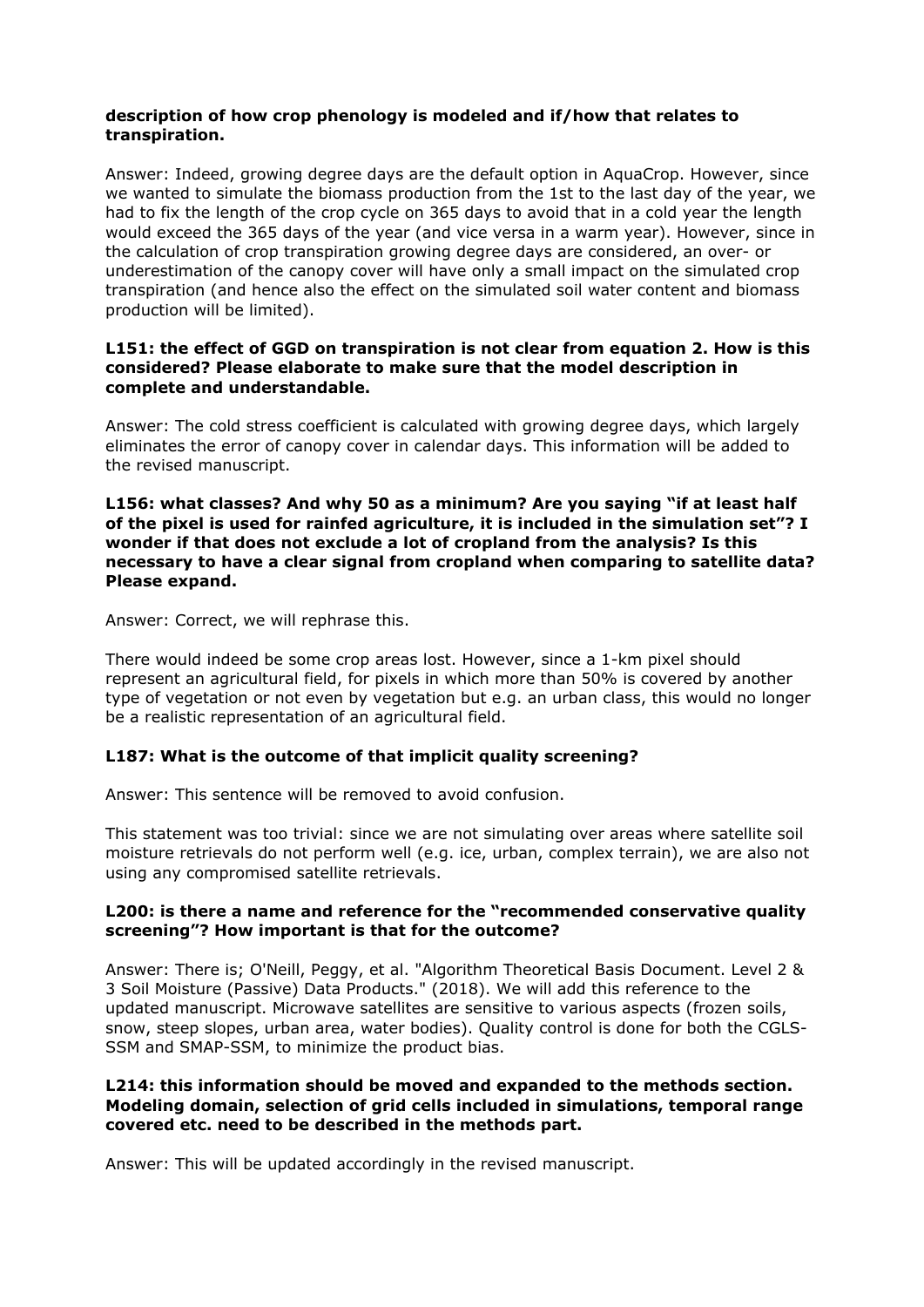**description of how crop phenology is modeled and if/how that relates to transpiration.**

Answer: Indeed, growing degree days are the default option in AquaCrop. However, since we wanted to simulate the biomass production from the 1st to the last day of the year, we had to fix the length of the crop cycle on 365 days to avoid that in a cold year the length would exceed the 365 days of the year (and vice versa in a warm year). However, since in the calculation of crop transpiration growing degree days are considered, an over- or underestimation of the canopy cover will have only a small impact on the simulated crop transpiration (and hence also the effect on the simulated soil water content and biomass production will be limited).

**L151: the effect of GGD on transpiration is not clear from equation 2. How is this considered? Please elaborate to make sure that the model description in complete and understandable.**

Answer: The cold stress coefficient is calculated with growing degree days, which largely eliminates the error of canopy cover in calendar days. This information will be added to the revised manuscript.

**L156: what classes? And why 50 as a minimum? Are you saying "if at least half of the pixel is used for rainfed agriculture, it is included in the simulation set"? I wonder if that does not exclude a lot of cropland from the analysis? Is this necessary to have a clear signal from cropland when comparing to satellite data? Please expand.**

Answer: Correct, we will rephrase this.

There would indeed be some crop areas lost. However, since a 1-km pixel should represent an agricultural field, for pixels in which more than 50% is covered by another type of vegetation or not even by vegetation but e.g. an urban class, this would no longer be a realistic representation of an agricultural field.

**L187: What is the outcome of that implicit quality screening?**

Answer: This sentence will be removed to avoid confusion.

This statement was too trivial: since we are not simulating over areas where satellite soil moisture retrievals do not perform well (e.g. ice, urban, complex terrain), we are also not using any compromised satellite retrievals.

**L200: is there a name and reference for the "recommended conservative quality screening"? How important is that for the outcome?**

Answer: There is; O'Neill, Peggy, et al. "Algorithm Theoretical Basis Document. Level 2 & 3 Soil Moisture (Passive) Data Products." (2018). We will add this reference to the updated manuscript. Microwave satellites are sensitive to various aspects (frozen soils, snow, steep slopes, urban area, water bodies). Quality control is done for both the CGLS-SSM and SMAP-SSM, to minimize the product bias.

**L214: this information should be moved and expanded to the methods section. Modeling domain, selection of grid cells included in simulations, temporal range covered etc. need to be described in the methods part.**

Answer: This will be updated accordingly in the revised manuscript.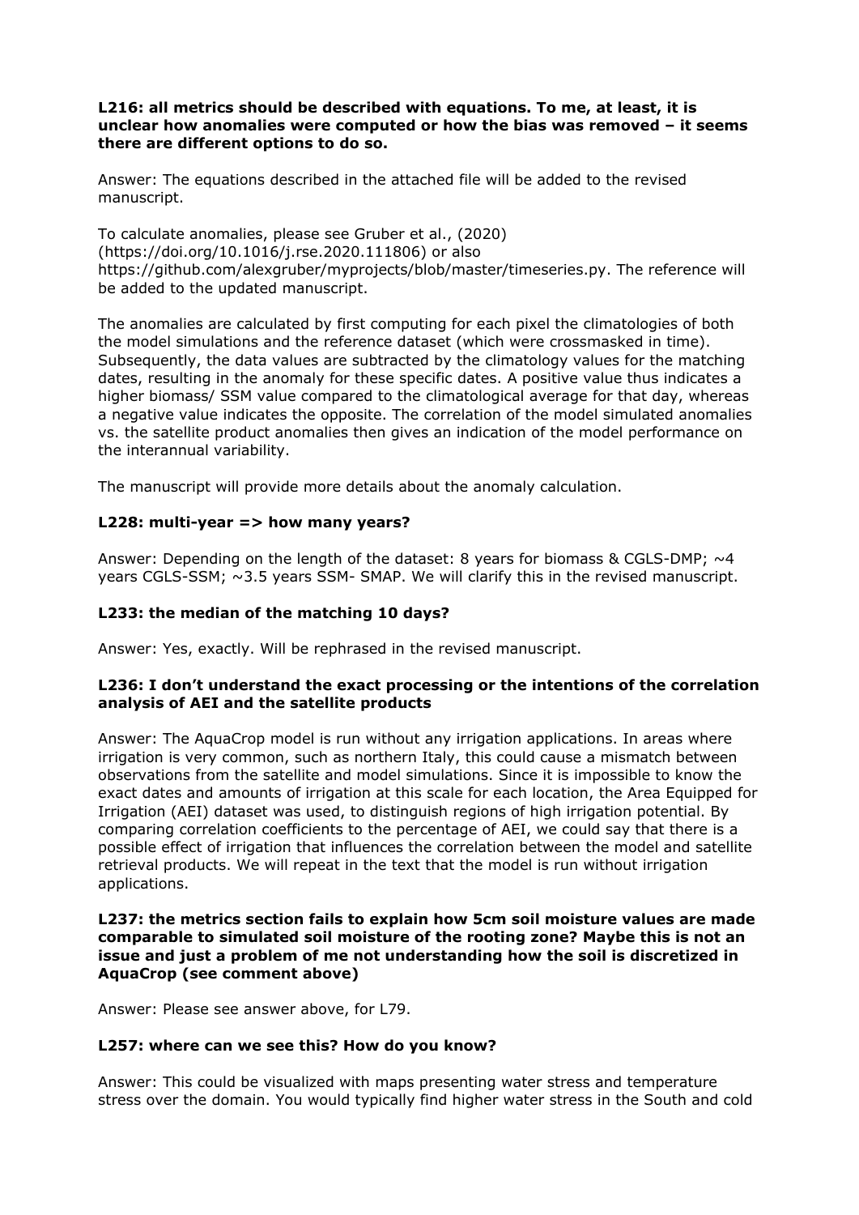**L216: all metrics should be described with equations. To me, at least, it is unclear how anomalies were computed or how the bias was removed – it seems there are different options to do so.**

Answer: The equations described in the attached file will be added to the revised manuscript.

To calculate anomalies, please see Gruber et al., (2020) (https://doi.org/10.1016/j.rse.2020.111806) or also https://github.com/alexgruber/myprojects/blob/master/timeseries.py. The reference will be added to the updated manuscript.

The anomalies are calculated by first computing for each pixel the climatologies of both the model simulations and the reference dataset (which were crossmasked in time). Subsequently, the data values are subtracted by the climatology values for the matching dates, resulting in the anomaly for these specific dates. A positive value thus indicates a higher biomass/ SSM value compared to the climatological average for that day, whereas a negative value indicates the opposite. The correlation of the model simulated anomalies vs. the satellite product anomalies then gives an indication of the model performance on the interannual variability.

The manuscript will provide more details about the anomaly calculation.

**L228: multi-year => how many years?**

Answer: Depending on the length of the dataset: 8 years for biomass & CGLS-DMP; ~4 years CGLS-SSM; ~3.5 years SSM- SMAP. We will clarify this in the revised manuscript.

**L233: the median of the matching 10 days?**

Answer: Yes, exactly. Will be rephrased in the revised manuscript.

**L236: I don't understand the exact processing or the intentions of the correlation analysis of AEI and the satellite products**

Answer: The AquaCrop model is run without any irrigation applications. In areas where irrigation is very common, such as northern Italy, this could cause a mismatch between observations from the satellite and model simulations. Since it is impossible to know the exact dates and amounts of irrigation at this scale for each location, the Area Equipped for Irrigation (AEI) dataset was used, to distinguish regions of high irrigation potential. By comparing correlation coefficients to the percentage of AEI, we could say that there is a possible effect of irrigation that influences the correlation between the model and satellite retrieval products. We will repeat in the text that the model is run without irrigation applications.

**L237: the metrics section fails to explain how 5cm soil moisture values are made comparable to simulated soil moisture of the rooting zone? Maybe this is not an issue and just a problem of me not understanding how the soil is discretized in AquaCrop (see comment above)**

Answer: Please see answer above, for L79.

**L257: where can we see this? How do you know?**

Answer: This could be visualized with maps presenting water stress and temperature stress over the domain. You would typically find higher water stress in the South and cold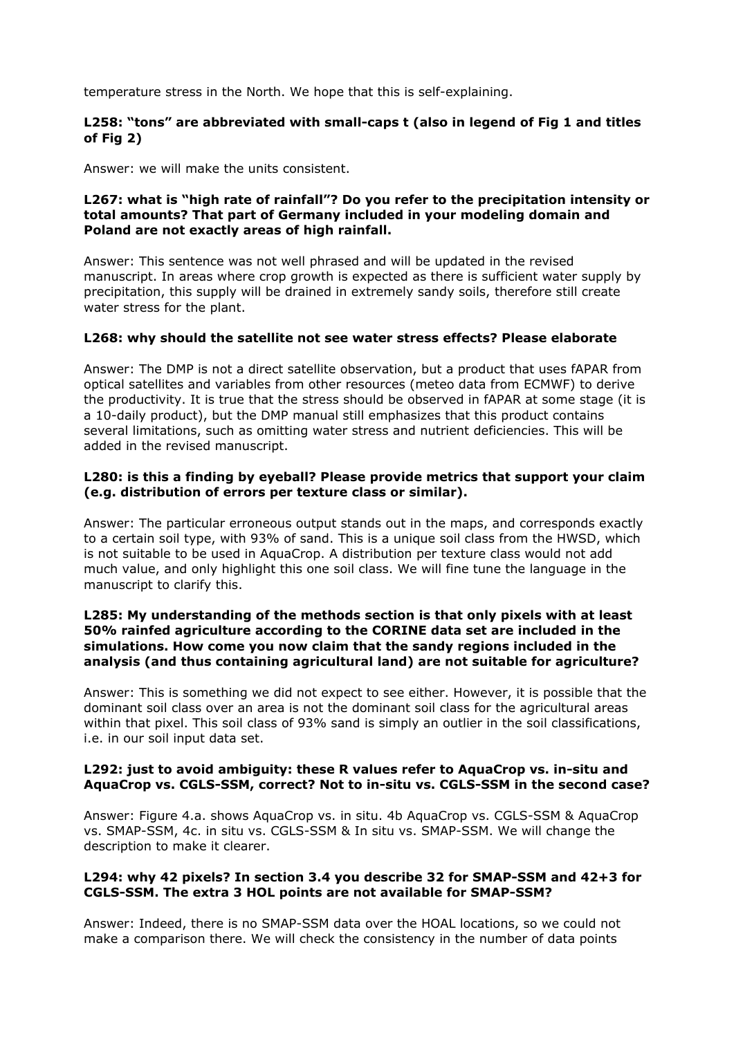temperature stress in the North. We hope that this is self-explaining.

**L258: "tons" are abbreviated with small-caps t (also in legend of Fig 1 and titles of Fig 2)**

Answer: we will make the units consistent.

**L267: what is "high rate of rainfall"? Do you refer to the precipitation intensity or total amounts? That part of Germany included in your modeling domain and Poland are not exactly areas of high rainfall.**

Answer: This sentence was not well phrased and will be updated in the revised manuscript. In areas where crop growth is expected as there is sufficient water supply by precipitation, this supply will be drained in extremely sandy soils, therefore still create water stress for the plant.

**L268: why should the satellite not see water stress effects? Please elaborate**

Answer: The DMP is not a direct satellite observation, but a product that uses fAPAR from optical satellites and variables from other resources (meteo data from ECMWF) to derive the productivity. It is true that the stress should be observed in fAPAR at some stage (it is a 10-daily product), but the DMP manual still emphasizes that this product contains several limitations, such as omitting water stress and nutrient deficiencies. This will be added in the revised manuscript.

**L280: is this a finding by eyeball? Please provide metrics that support your claim (e.g. distribution of errors per texture class or similar).**

Answer: The particular erroneous output stands out in the maps, and corresponds exactly to a certain soil type, with 93% of sand. This is a unique soil class from the HWSD, which is not suitable to be used in AquaCrop. A distribution per texture class would not add much value, and only highlight this one soil class. We will fine tune the language in the manuscript to clarify this.

**L285: My understanding of the methods section is that only pixels with at least 50% rainfed agriculture according to the CORINE data set are included in the simulations. How come you now claim that the sandy regions included in the analysis (and thus containing agricultural land) are not suitable for agriculture?**

Answer: This is something we did not expect to see either. However, it is possible that the dominant soil class over an area is not the dominant soil class for the agricultural areas within that pixel. This soil class of 93% sand is simply an outlier in the soil classifications, i.e. in our soil input data set.

**L292: just to avoid ambiguity: these R values refer to AquaCrop vs. in-situ and AquaCrop vs. CGLS-SSM, correct? Not to in-situ vs. CGLS-SSM in the second case?**

Answer: Figure 4.a. shows AquaCrop vs. in situ. 4b AquaCrop vs. CGLS-SSM & AquaCrop vs. SMAP-SSM, 4c. in situ vs. CGLS-SSM & In situ vs. SMAP-SSM. We will change the description to make it clearer.

**L294: why 42 pixels? In section 3.4 you describe 32 for SMAP-SSM and 42+3 for CGLS-SSM. The extra 3 HOL points are not available for SMAP-SSM?**

Answer: Indeed, there is no SMAP-SSM data over the HOAL locations, so we could not make a comparison there. We will check the consistency in the number of data points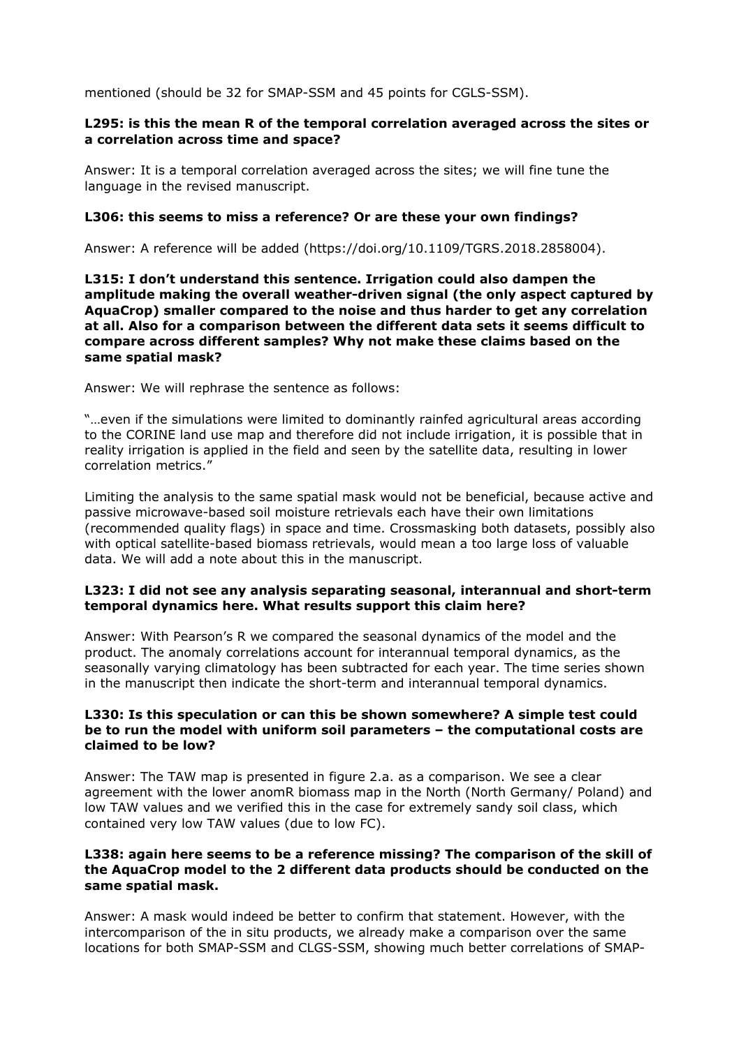mentioned (should be 32 for SMAP-SSM and 45 points for CGLS-SSM).

**L295: is this the mean R of the temporal correlation averaged across the sites or a correlation across time and space?**

Answer: It is a temporal correlation averaged across the sites; we will fine tune the language in the revised manuscript.

**L306: this seems to miss a reference? Or are these your own findings?**

Answer: A reference will be added (https://doi.org/10.1109/TGRS.2018.2858004).

**L315: I don't understand this sentence. Irrigation could also dampen the amplitude making the overall weather-driven signal (the only aspect captured by AquaCrop) smaller compared to the noise and thus harder to get any correlation at all. Also for a comparison between the different data sets it seems difficult to compare across different samples? Why not make these claims based on the same spatial mask?**

Answer: We will rephrase the sentence as follows:

"…even if the simulations were limited to dominantly rainfed agricultural areas according to the CORINE land use map and therefore did not include irrigation, it is possible that in reality irrigation is applied in the field and seen by the satellite data, resulting in lower correlation metrics."

Limiting the analysis to the same spatial mask would not be beneficial, because active and passive microwave-based soil moisture retrievals each have their own limitations (recommended quality flags) in space and time. Crossmasking both datasets, possibly also with optical satellite-based biomass retrievals, would mean a too large loss of valuable data. We will add a note about this in the manuscript.

**L323: I did not see any analysis separating seasonal, interannual and short-term temporal dynamics here. What results support this claim here?**

Answer: With Pearson's R we compared the seasonal dynamics of the model and the product. The anomaly correlations account for interannual temporal dynamics, as the seasonally varying climatology has been subtracted for each year. The time series shown in the manuscript then indicate the short-term and interannual temporal dynamics.

**L330: Is this speculation or can this be shown somewhere? A simple test could be to run the model with uniform soil parameters – the computational costs are claimed to be low?**

Answer: The TAW map is presented in figure 2.a. as a comparison. We see a clear agreement with the lower anomR biomass map in the North (North Germany/ Poland) and low TAW values and we verified this in the case for extremely sandy soil class, which contained very low TAW values (due to low FC).

**L338: again here seems to be a reference missing? The comparison of the skill of the AquaCrop model to the 2 different data products should be conducted on the same spatial mask.**

Answer: A mask would indeed be better to confirm that statement. However, with the intercomparison of the in situ products, we already make a comparison over the same locations for both SMAP-SSM and CLGS-SSM, showing much better correlations of SMAP-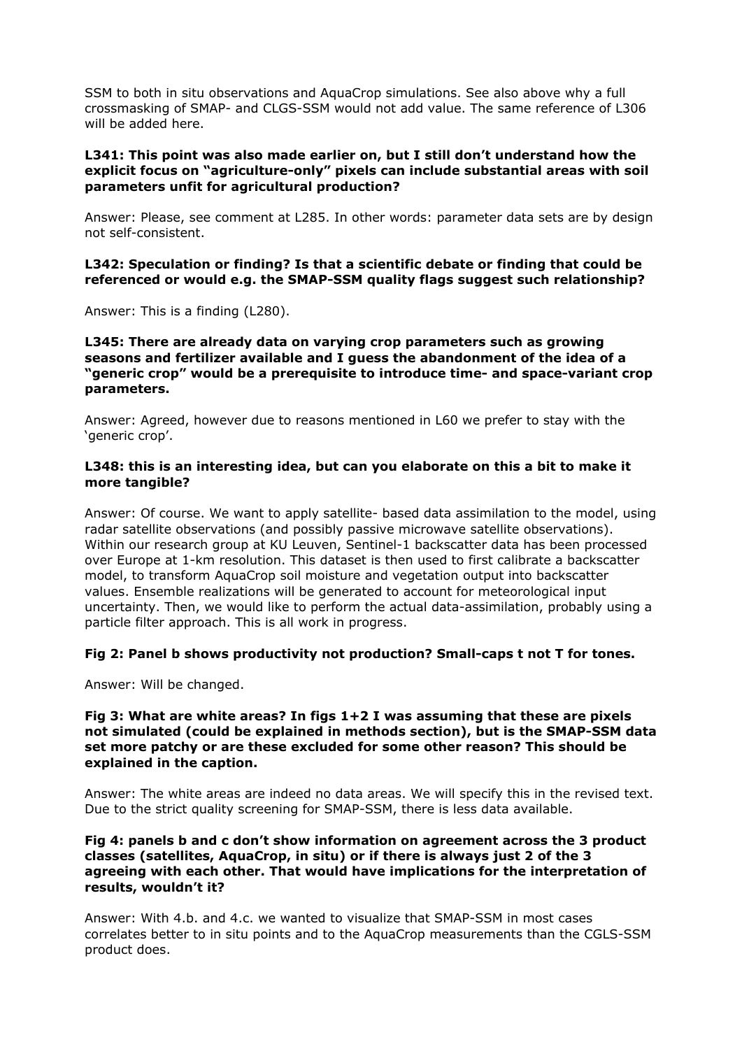SSM to both in situ observations and AquaCrop simulations. See also above why a full crossmasking of SMAP- and CLGS-SSM would not add value. The same reference of L306 will be added here.

**L341: This point was also made earlier on, but I still don't understand how the explicit focus on "agriculture-only" pixels can include substantial areas with soil parameters unfit for agricultural production?**

Answer: Please, see comment at L285. In other words: parameter data sets are by design not self-consistent.

**L342: Speculation or finding? Is that a scientific debate or finding that could be referenced or would e.g. the SMAP-SSM quality flags suggest such relationship?**

Answer: This is a finding (L280).

**L345: There are already data on varying crop parameters such as growing seasons and fertilizer available and I guess the abandonment of the idea of a "generic crop" would be a prerequisite to introduce time- and space-variant crop parameters.**

Answer: Agreed, however due to reasons mentioned in L60 we prefer to stay with the 'generic crop'.

**L348: this is an interesting idea, but can you elaborate on this a bit to make it more tangible?**

Answer: Of course. We want to apply satellite- based data assimilation to the model, using radar satellite observations (and possibly passive microwave satellite observations). Within our research group at KU Leuven, Sentinel-1 backscatter data has been processed over Europe at 1-km resolution. This dataset is then used to first calibrate a backscatter model, to transform AquaCrop soil moisture and vegetation output into backscatter values. Ensemble realizations will be generated to account for meteorological input uncertainty. Then, we would like to perform the actual data-assimilation, probably using a particle filter approach. This is all work in progress.

**Fig 2: Panel b shows productivity not production? Small-caps t not T for tones.**

Answer: Will be changed.

**Fig 3: What are white areas? In figs 1+2 I was assuming that these are pixels not simulated (could be explained in methods section), but is the SMAP-SSM data set more patchy or are these excluded for some other reason? This should be explained in the caption.**

Answer: The white areas are indeed no data areas. We will specify this in the revised text. Due to the strict quality screening for SMAP-SSM, there is less data available.

**Fig 4: panels b and c don't show information on agreement across the 3 product classes (satellites, AquaCrop, in situ) or if there is always just 2 of the 3 agreeing with each other. That would have implications for the interpretation of results, wouldn't it?**

Answer: With 4.b. and 4.c. we wanted to visualize that SMAP-SSM in most cases correlates better to in situ points and to the AquaCrop measurements than the CGLS-SSM product does.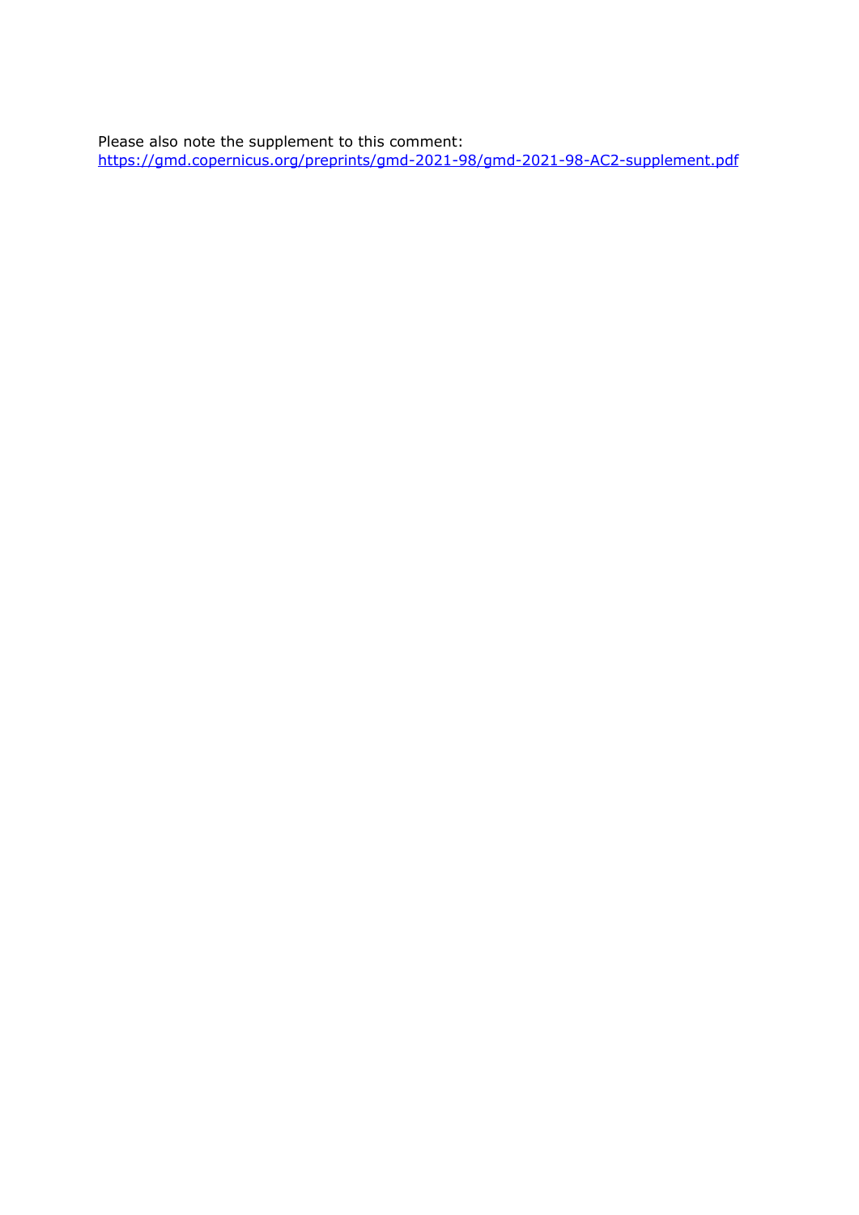Please also note the supplement to this comment:
https://gmd.copernicus.org/preprints/gmd-2021-98/gmd-2021-98-AC2-supplement.pdf